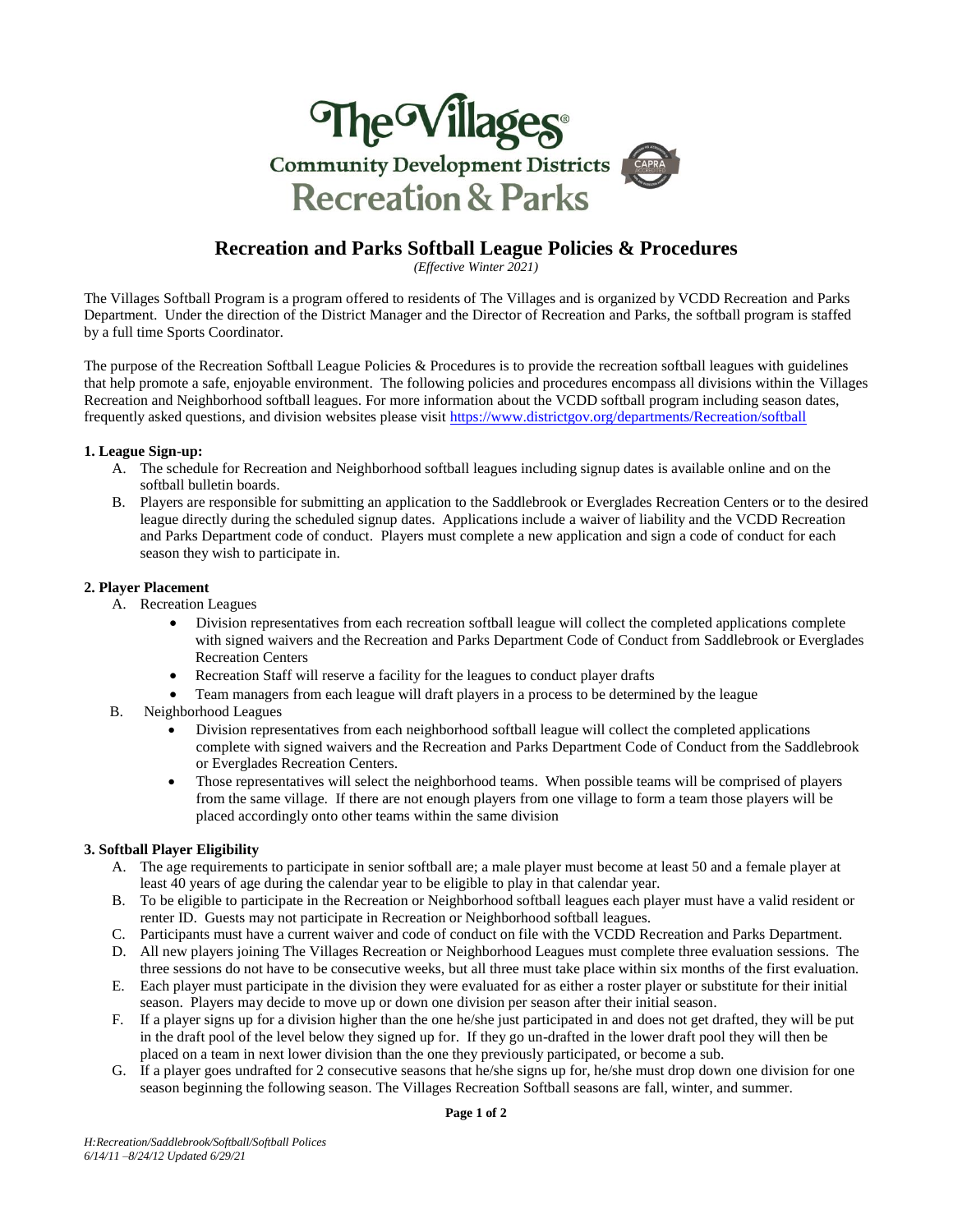The Villages®
Community Development Districts
Recreation & Parks

# Recreation and Parks Softball League Policies & Procedures

*(Effective Winter 2021)*

The Villages Softball Program is a program offered to residents of The Villages and is organized by VCDD Recreation and Parks Department. Under the direction of the District Manager and the Director of Recreation and Parks, the softball program is staffed by a full time Sports Coordinator.

The purpose of the Recreation Softball League Policies & Procedures is to provide the recreation softball leagues with guidelines that help promote a safe, enjoyable environment. The following policies and procedures encompass all divisions within the Villages Recreation and Neighborhood softball leagues. For more information about the VCDD softball program including season dates, frequently asked questions, and division websites please visit https://www.districtgov.org/departments/Recreation/softball

**1. League Sign-up:**

A. The schedule for Recreation and Neighborhood softball leagues including signup dates is available online and on the softball bulletin boards.

B. Players are responsible for submitting an application to the Saddlebrook or Everglades Recreation Centers or to the desired league directly during the scheduled signup dates. Applications include a waiver of liability and the VCDD Recreation and Parks Department code of conduct. Players must complete a new application and sign a code of conduct for each season they wish to participate in.

**2. Player Placement**

A. Recreation Leagues

- Division representatives from each recreation softball league will collect the completed applications complete with signed waivers and the Recreation and Parks Department Code of Conduct from Saddlebrook or Everglades Recreation Centers
- Recreation Staff will reserve a facility for the leagues to conduct player drafts
- Team managers from each league will draft players in a process to be determined by the league

B. Neighborhood Leagues

- Division representatives from each neighborhood softball league will collect the completed applications complete with signed waivers and the Recreation and Parks Department Code of Conduct from the Saddlebrook or Everglades Recreation Centers.
- Those representatives will select the neighborhood teams. When possible teams will be comprised of players from the same village. If there are not enough players from one village to form a team those players will be placed accordingly onto other teams within the same division

**3. Softball Player Eligibility**

A. The age requirements to participate in senior softball are; a male player must become at least 50 and a female player at least 40 years of age during the calendar year to be eligible to play in that calendar year.

B. To be eligible to participate in the Recreation or Neighborhood softball leagues each player must have a valid resident or renter ID. Guests may not participate in Recreation or Neighborhood softball leagues.

C. Participants must have a current waiver and code of conduct on file with the VCDD Recreation and Parks Department.

D. All new players joining The Villages Recreation or Neighborhood Leagues must complete three evaluation sessions. The three sessions do not have to be consecutive weeks, but all three must take place within six months of the first evaluation.

E. Each player must participate in the division they were evaluated for as either a roster player or substitute for their initial season. Players may decide to move up or down one division per season after their initial season.

F. If a player signs up for a division higher than the one he/she just participated in and does not get drafted, they will be put in the draft pool of the level below they signed up for. If they go un-drafted in the lower draft pool they will then be placed on a team in next lower division than the one they previously participated, or become a sub.

G. If a player goes undrafted for 2 consecutive seasons that he/she signs up for, he/she must drop down one division for one season beginning the following season. The Villages Recreation Softball seasons are fall, winter, and summer.

*H:Recreation/Saddlebrook/Softball/Softball Polices*
*6/14/11 –8/24/12 Updated 6/29/21*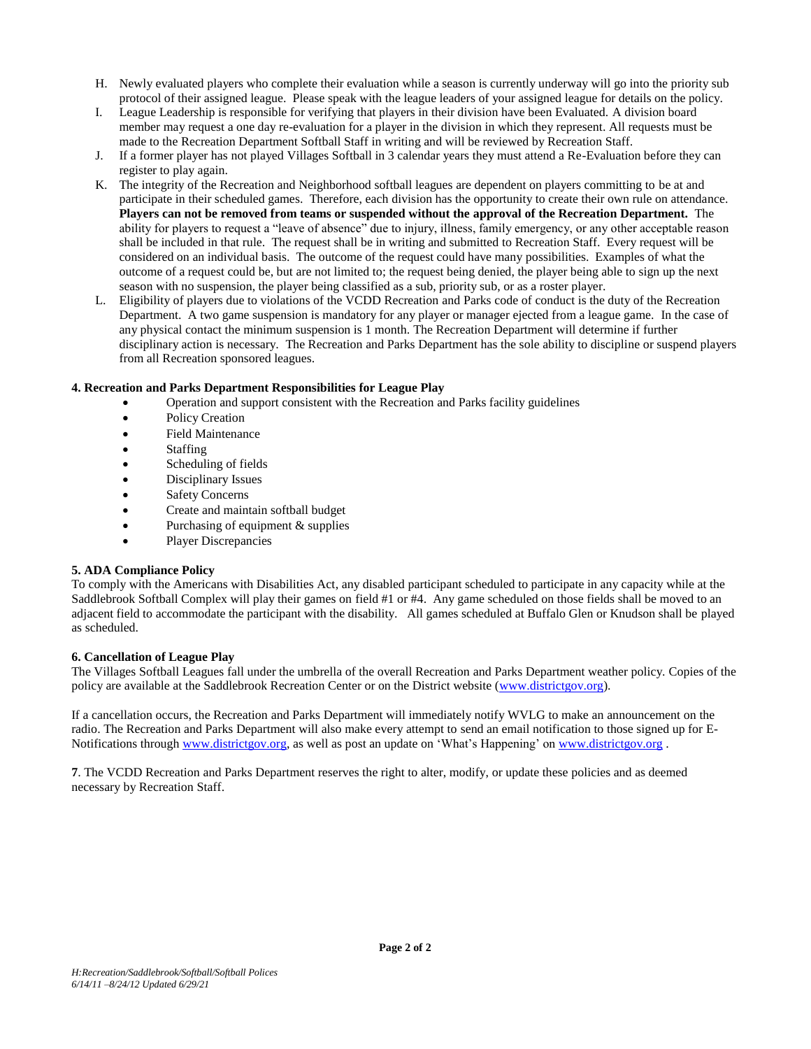H. Newly evaluated players who complete their evaluation while a season is currently underway will go into the priority sub protocol of their assigned league. Please speak with the league leaders of your assigned league for details on the policy.

I. League Leadership is responsible for verifying that players in their division have been Evaluated. A division board member may request a one day re-evaluation for a player in the division in which they represent. All requests must be made to the Recreation Department Softball Staff in writing and will be reviewed by Recreation Staff.

J. If a former player has not played Villages Softball in 3 calendar years they must attend a Re-Evaluation before they can register to play again.

K. The integrity of the Recreation and Neighborhood softball leagues are dependent on players committing to be at and participate in their scheduled games. Therefore, each division has the opportunity to create their own rule on attendance. **Players can not be removed from teams or suspended without the approval of the Recreation Department.** The ability for players to request a "leave of absence" due to injury, illness, family emergency, or any other acceptable reason shall be included in that rule. The request shall be in writing and submitted to Recreation Staff. Every request will be considered on an individual basis. The outcome of the request could have many possibilities. Examples of what the outcome of a request could be, but are not limited to; the request being denied, the player being able to sign up the next season with no suspension, the player being classified as a sub, priority sub, or as a roster player.

L. Eligibility of players due to violations of the VCDD Recreation and Parks code of conduct is the duty of the Recreation Department. A two game suspension is mandatory for any player or manager ejected from a league game. In the case of any physical contact the minimum suspension is 1 month. The Recreation Department will determine if further disciplinary action is necessary. The Recreation and Parks Department has the sole ability to discipline or suspend players from all Recreation sponsored leagues.

**4. Recreation and Parks Department Responsibilities for League Play**

- Operation and support consistent with the Recreation and Parks facility guidelines
- Policy Creation
- Field Maintenance
- Staffing
- Scheduling of fields
- Disciplinary Issues
- Safety Concerns
- Create and maintain softball budget
- Purchasing of equipment & supplies
- Player Discrepancies

**5. ADA Compliance Policy**

To comply with the Americans with Disabilities Act, any disabled participant scheduled to participate in any capacity while at the Saddlebrook Softball Complex will play their games on field #1 or #4. Any game scheduled on those fields shall be moved to an adjacent field to accommodate the participant with the disability. All games scheduled at Buffalo Glen or Knudson shall be played as scheduled.

**6. Cancellation of League Play**

The Villages Softball Leagues fall under the umbrella of the overall Recreation and Parks Department weather policy. Copies of the policy are available at the Saddlebrook Recreation Center or on the District website (www.districtgov.org).

If a cancellation occurs, the Recreation and Parks Department will immediately notify WVLG to make an announcement on the radio. The Recreation and Parks Department will also make every attempt to send an email notification to those signed up for E-Notifications through www.districtgov.org, as well as post an update on 'What's Happening' on www.districtgov.org .

**7**. The VCDD Recreation and Parks Department reserves the right to alter, modify, or update these policies and as deemed necessary by Recreation Staff.

*H:Recreation/Saddlebrook/Softball/Softball Polices*
*6/14/11 –8/24/12 Updated 6/29/21*